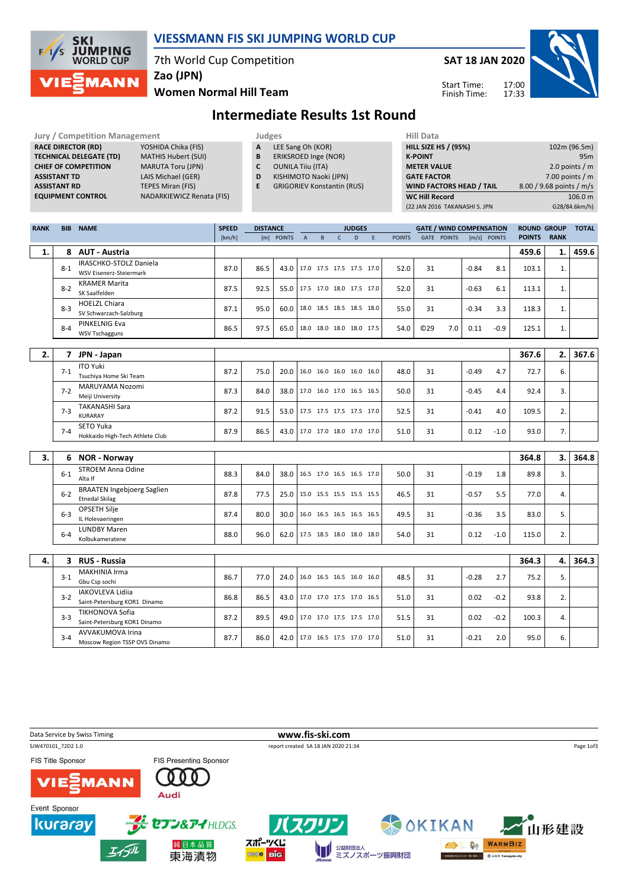# VIESSMANN FIS SKI JUMPING WORLD CUP

7th World Cup Competition
Zao (JPN)
Women Normal Hill Team

SAT 18 JAN 2020

Start Time: 17:00
Finish Time: 17:33

## Intermediate Results 1st Round

| Jury / Competition Management | |
|---|---|
| RACE DIRECTOR (RD) | YOSHIDA Chika (FIS) |
| TECHNICAL DELEGATE (TD) | MATHIS Hubert (SUI) |
| CHIEF OF COMPETITION | MARUTA Toru (JPN) |
| ASSISTANT TD | LAIS Michael (GER) |
| ASSISTANT RD | TEPES Miran (FIS) |
| EQUIPMENT CONTROL | NADARKIEWICZ Renata (FIS) |

| Judges | |
|---|---|
| A | LEE Sang Oh (KOR) |
| B | ERIKSROED Inge (NOR) |
| C | OUNILA Tiiu (ITA) |
| D | KISHIMOTO Naoki (JPN) |
| E | GRIGORIEV Konstantin (RUS) |

| Hill Data | |
|---|---|
| HILL SIZE HS / (95%) | 102m (96.5m) |
| K-POINT | 95m |
| METER VALUE | 2.0 points / m |
| GATE FACTOR | 7.00 points / m |
| WIND FACTORS HEAD / TAIL | 8.00 / 9.68 points / m/s |
| WC Hill Record | 106.0 m |
| (22 JAN 2016 TAKANASHI S. JPN | G28/84.6km/h) |

| RANK | BIB | NAME | SPEED [km/h] | DISTANCE [m] | DISTANCE POINTS | A | B | C | D | E | JUDGES POINTS | GATE | GATE POINTS | WIND [m/s] | WIND POINTS | ROUND POINTS | GROUP RANK | TOTAL |
|---|---|---|---|---|---|---|---|---|---|---|---|---|---|---|---|---|---|---|
| 1. | 8 | AUT - Austria | | | | | | | | | | | | | | 459.6 | 1. | 459.6 |
| | 8-1 | IRASCHKO-STOLZ Daniela<br>WSV Eisenerz-Steiermark | 87.0 | 86.5 | 43.0 | 17.0 | 17.5 | 17.5 | 17.5 | 17.0 | 52.0 | 31 | | -0.84 | 8.1 | 103.1 | 1. | |
| | 8-2 | KRAMER Marita<br>SK Saalfelden | 87.5 | 92.5 | 55.0 | 17.5 | 17.0 | 18.0 | 17.5 | 17.0 | 52.0 | 31 | | -0.63 | 6.1 | 113.1 | 1. | |
| | 8-3 | HOELZL Chiara<br>SV Schwarzach-Salzburg | 87.1 | 95.0 | 60.0 | 18.0 | 18.5 | 18.5 | 18.5 | 18.0 | 55.0 | 31 | | -0.34 | 3.3 | 118.3 | 1. | |
| | 8-4 | PINKELNIG Eva<br>WSV Tschagguns | 86.5 | 97.5 | 65.0 | 18.0 | 18.0 | 18.0 | 18.0 | 17.5 | 54.0 | ©29 | 7.0 | 0.11 | -0.9 | 125.1 | 1. | |
| 2. | 7 | JPN - Japan | | | | | | | | | | | | | | 367.6 | 2. | 367.6 |
| | 7-1 | ITO Yuki<br>Tsuchiya Home Ski Team | 87.2 | 75.0 | 20.0 | 16.0 | 16.0 | 16.0 | 16.0 | 16.0 | 48.0 | 31 | | -0.49 | 4.7 | 72.7 | 6. | |
| | 7-2 | MARUYAMA Nozomi<br>Meiji University | 87.3 | 84.0 | 38.0 | 17.0 | 16.0 | 17.0 | 16.5 | 16.5 | 50.0 | 31 | | -0.45 | 4.4 | 92.4 | 3. | |
| | 7-3 | TAKANASHI Sara<br>KURARAY | 87.2 | 91.5 | 53.0 | 17.5 | 17.5 | 17.5 | 17.5 | 17.0 | 52.5 | 31 | | -0.41 | 4.0 | 109.5 | 2. | |
| | 7-4 | SETO Yuka<br>Hokkaido High-Tech Athlete Club | 87.9 | 86.5 | 43.0 | 17.0 | 17.0 | 18.0 | 17.0 | 17.0 | 51.0 | 31 | | 0.12 | -1.0 | 93.0 | 7. | |
| 3. | 6 | NOR - Norway | | | | | | | | | | | | | | 364.8 | 3. | 364.8 |
| | 6-1 | STROEM Anna Odine<br>Alta If | 88.3 | 84.0 | 38.0 | 16.5 | 17.0 | 16.5 | 16.5 | 17.0 | 50.0 | 31 | | -0.19 | 1.8 | 89.8 | 3. | |
| | 6-2 | BRAATEN Ingebjoerg Saglien<br>Etnedal Skilag | 87.8 | 77.5 | 25.0 | 15.0 | 15.5 | 15.5 | 15.5 | 15.5 | 46.5 | 31 | | -0.57 | 5.5 | 77.0 | 4. | |
| | 6-3 | OPSETH Silje<br>IL Holevaeringen | 87.4 | 80.0 | 30.0 | 16.0 | 16.5 | 16.5 | 16.5 | 16.5 | 49.5 | 31 | | -0.36 | 3.5 | 83.0 | 5. | |
| | 6-4 | LUNDBY Maren<br>Kolbukameratene | 88.0 | 96.0 | 62.0 | 17.5 | 18.5 | 18.0 | 18.0 | 18.0 | 54.0 | 31 | | 0.12 | -1.0 | 115.0 | 2. | |
| 4. | 3 | RUS - Russia | | | | | | | | | | | | | | 364.3 | 4. | 364.3 |
| | 3-1 | MAKHINIA Irma<br>Gbu Csp sochi | 86.7 | 77.0 | 24.0 | 16.0 | 16.5 | 16.5 | 16.0 | 16.0 | 48.5 | 31 | | -0.28 | 2.7 | 75.2 | 5. | |
| | 3-2 | IAKOVLEVA Lidiia<br>Saint-Petersburg KOR1 Dinamo | 86.8 | 86.5 | 43.0 | 17.0 | 17.0 | 17.5 | 17.0 | 16.5 | 51.0 | 31 | | 0.02 | -0.2 | 93.8 | 2. | |
| | 3-3 | TIKHONOVA Sofia<br>Saint-Petersburg KOR1 Dinamo | 87.2 | 89.5 | 49.0 | 17.0 | 17.0 | 17.5 | 17.5 | 17.0 | 51.5 | 31 | | 0.02 | -0.2 | 100.3 | 4. | |
| | 3-4 | AVVAKUMOVA Irina<br>Moscow Region TSSP OVS Dinamo | 87.7 | 86.0 | 42.0 | 17.0 | 16.5 | 17.5 | 17.0 | 17.0 | 51.0 | 31 | | -0.21 | 2.0 | 95.0 | 6. | |

Data Service by Swiss Timing — www.fis-ski.com
SJW470101_72D2 1.0 — report created SA 18 JAN 2020 21:34

FIS Title Sponsor: VIESSMANN
FIS Presenting Sponsor: Audi
Event Sponsor: kuraray, セブン&アイHLDGS., バスクリン, OKIKAN, 山形建設, エイブル, 純日本品質 東海漬物, スポーツくじ BIG, 公益財団法人ミズノスポーツ振興財団, WARMBIZ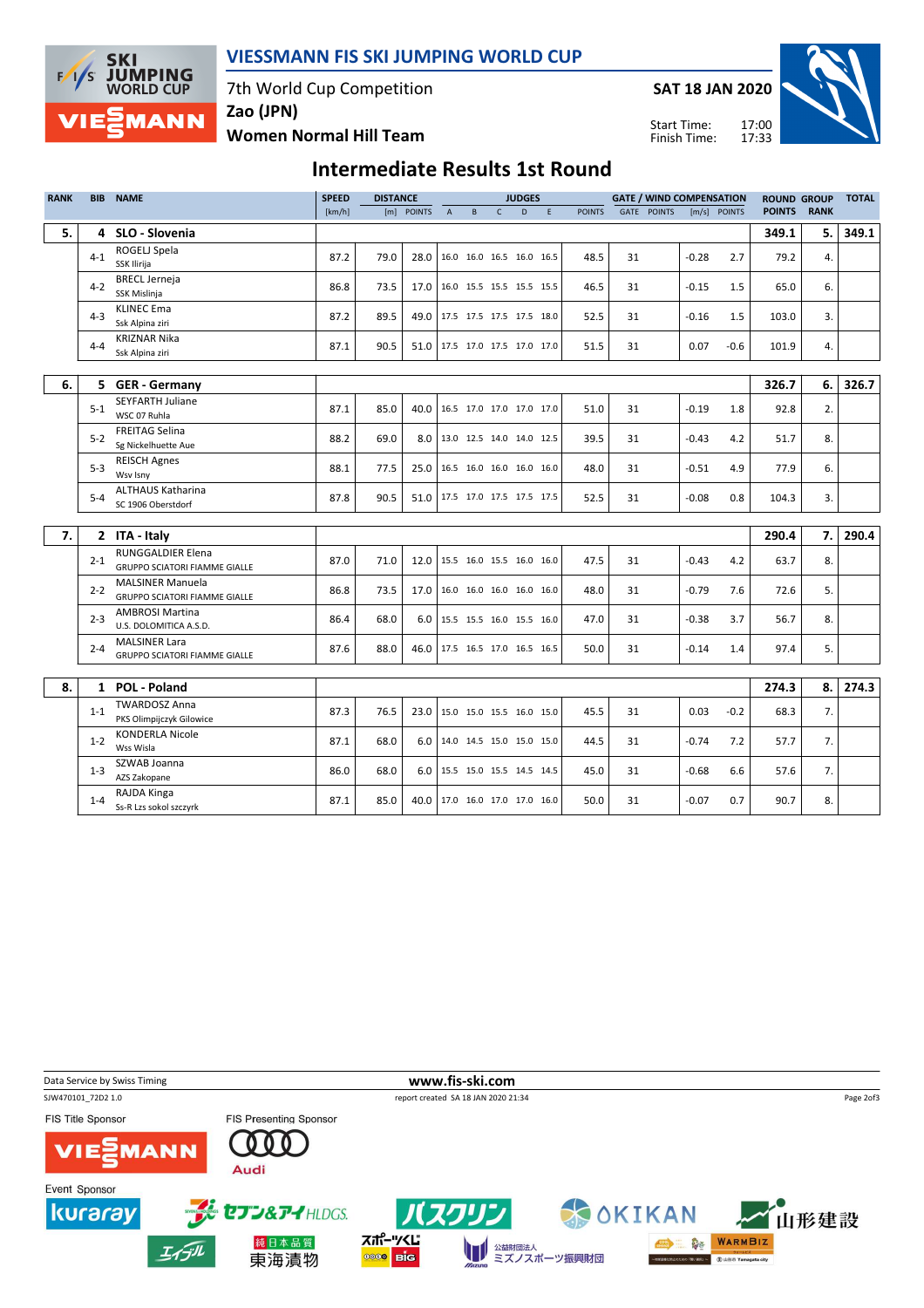# VIESSMANN FIS SKI JUMPING WORLD CUP

7th World Cup Competition
**Zao (JPN)**
**Women Normal Hill Team**

**SAT 18 JAN 2020**

Start Time: 17:00
Finish Time: 17:33

## Intermediate Results 1st Round

| RANK | BIB | NAME | SPEED [km/h] | DISTANCE [m] | DISTANCE POINTS | JUDGES A | B | C | D | E | JUDGES POINTS | GATE | GATE POINTS | WIND [m/s] | WIND POINTS | ROUND POINTS | GROUP RANK | TOTAL |
|---|---|---|---|---|---|---|---|---|---|---|---|---|---|---|---|---|---|---|
| 5. | 4 | **SLO - Slovenia** | | | | | | | | | | | | | | 349.1 | 5. | 349.1 |
| | 4-1 | ROGELJ Spela<br>SSK Ilirija | 87.2 | 79.0 | 28.0 | 16.0 | 16.0 | 16.5 | 16.0 | 16.5 | 48.5 | 31 | | -0.28 | 2.7 | 79.2 | 4. | |
| | 4-2 | BRECL Jerneja<br>SSK Mislinja | 86.8 | 73.5 | 17.0 | 16.0 | 15.5 | 15.5 | 15.5 | 15.5 | 46.5 | 31 | | -0.15 | 1.5 | 65.0 | 6. | |
| | 4-3 | KLINEC Ema<br>Ssk Alpina ziri | 87.2 | 89.5 | 49.0 | 17.5 | 17.5 | 17.5 | 17.5 | 18.0 | 52.5 | 31 | | -0.16 | 1.5 | 103.0 | 3. | |
| | 4-4 | KRIZNAR Nika<br>Ssk Alpina ziri | 87.1 | 90.5 | 51.0 | 17.5 | 17.0 | 17.5 | 17.0 | 17.0 | 51.5 | 31 | | 0.07 | -0.6 | 101.9 | 4. | |
| 6. | 5 | **GER - Germany** | | | | | | | | | | | | | | 326.7 | 6. | 326.7 |
| | 5-1 | SEYFARTH Juliane<br>WSC 07 Ruhla | 87.1 | 85.0 | 40.0 | 16.5 | 17.0 | 17.0 | 17.0 | 17.0 | 51.0 | 31 | | -0.19 | 1.8 | 92.8 | 2. | |
| | 5-2 | FREITAG Selina<br>Sg Nickelhuette Aue | 88.2 | 69.0 | 8.0 | 13.0 | 12.5 | 14.0 | 14.0 | 12.5 | 39.5 | 31 | | -0.43 | 4.2 | 51.7 | 8. | |
| | 5-3 | REISCH Agnes<br>Wsv Isny | 88.1 | 77.5 | 25.0 | 16.5 | 16.0 | 16.0 | 16.0 | 16.0 | 48.0 | 31 | | -0.51 | 4.9 | 77.9 | 6. | |
| | 5-4 | ALTHAUS Katharina<br>SC 1906 Oberstdorf | 87.8 | 90.5 | 51.0 | 17.5 | 17.0 | 17.5 | 17.5 | 17.5 | 52.5 | 31 | | -0.08 | 0.8 | 104.3 | 3. | |
| 7. | 2 | **ITA - Italy** | | | | | | | | | | | | | | 290.4 | 7. | 290.4 |
| | 2-1 | RUNGGALDIER Elena<br>GRUPPO SCIATORI FIAMME GIALLE | 87.0 | 71.0 | 12.0 | 15.5 | 16.0 | 15.5 | 16.0 | 16.0 | 47.5 | 31 | | -0.43 | 4.2 | 63.7 | 8. | |
| | 2-2 | MALSINER Manuela<br>GRUPPO SCIATORI FIAMME GIALLE | 86.8 | 73.5 | 17.0 | 16.0 | 16.0 | 16.0 | 16.0 | 16.0 | 48.0 | 31 | | -0.79 | 7.6 | 72.6 | 5. | |
| | 2-3 | AMBROSI Martina<br>U.S. DOLOMITICA A.S.D. | 86.4 | 68.0 | 6.0 | 15.5 | 15.5 | 16.0 | 15.5 | 16.0 | 47.0 | 31 | | -0.38 | 3.7 | 56.7 | 8. | |
| | 2-4 | MALSINER Lara<br>GRUPPO SCIATORI FIAMME GIALLE | 87.6 | 88.0 | 46.0 | 17.5 | 16.5 | 17.0 | 16.5 | 16.5 | 50.0 | 31 | | -0.14 | 1.4 | 97.4 | 5. | |
| 8. | 1 | **POL - Poland** | | | | | | | | | | | | | | 274.3 | 8. | 274.3 |
| | 1-1 | TWARDOSZ Anna<br>PKS Olimpijczyk Gilowice | 87.3 | 76.5 | 23.0 | 15.0 | 15.0 | 15.5 | 16.0 | 15.0 | 45.5 | 31 | | 0.03 | -0.2 | 68.3 | 7. | |
| | 1-2 | KONDERLA Nicole<br>Wss Wisla | 87.1 | 68.0 | 6.0 | 14.0 | 14.5 | 15.0 | 15.0 | 15.0 | 44.5 | 31 | | -0.74 | 7.2 | 57.7 | 7. | |
| | 1-3 | SZWAB Joanna<br>AZS Zakopane | 86.0 | 68.0 | 6.0 | 15.5 | 15.0 | 15.5 | 14.5 | 14.5 | 45.0 | 31 | | -0.68 | 6.6 | 57.6 | 7. | |
| | 1-4 | RAJDA Kinga<br>Ss-R Lzs sokol szczyrk | 87.1 | 85.0 | 40.0 | 17.0 | 16.0 | 17.0 | 17.0 | 16.0 | 50.0 | 31 | | -0.07 | 0.7 | 90.7 | 8. | |

Data Service by Swiss Timing — www.fis-ski.com

SJW470101_72D2 1.0 — report created SA 18 JAN 2020 21:34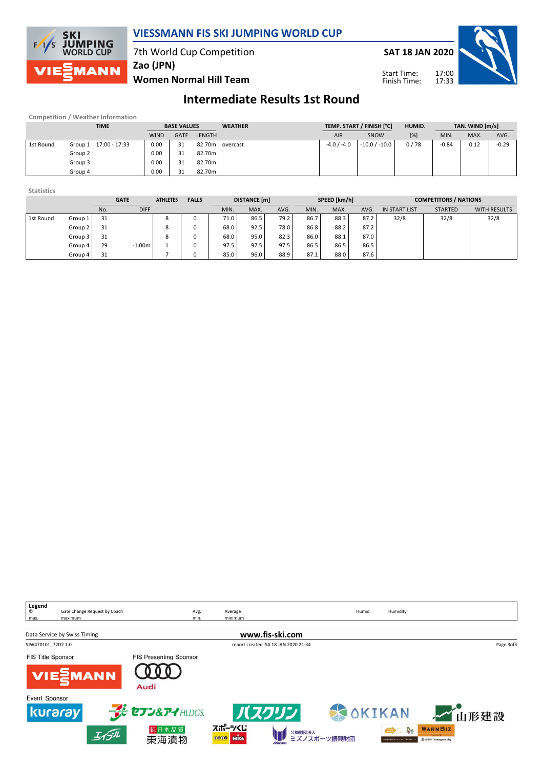# VIESSMANN FIS SKI JUMPING WORLD CUP

7th World Cup Competition
**Zao (JPN)**
**Women Normal Hill Team**

**SAT 18 JAN 2020**

Start Time: 17:00
Finish Time: 17:33

## Intermediate Results 1st Round

Competition / Weather Information

| | | TIME | BASE VALUES | | | WEATHER | TEMP. START / FINISH [°C] | | HUMID. | TAN. WIND [m/s] | | |
|---|---|---|---|---|---|---|---|---|---|---|---|---|
| | | | WIND | GATE | LENGTH | | AIR | SNOW | [%] | MIN. | MAX. | AVG. |
| 1st Round | Group 1 | 17:00 - 17:33 | 0.00 | 31 | 82.70m | overcast | -4.0 / -4.0 | -10.0 / -10.0 | 0 / 78 | -0.84 | 0.12 | -0.29 |
| | Group 2 | | 0.00 | 31 | 82.70m | | | | | | | |
| | Group 3 | | 0.00 | 31 | 82.70m | | | | | | | |
| | Group 4 | | 0.00 | 31 | 82.70m | | | | | | | |

Statistics

| | | GATE | | ATHLETES | FALLS | DISTANCE [m] | | | SPEED [km/h] | | | COMPETITORS / NATIONS | | |
|---|---|---|---|---|---|---|---|---|---|---|---|---|---|---|
| | | No. | DIFF | | | MIN. | MAX. | AVG. | MIN. | MAX. | AVG. | IN START LIST | STARTED | WITH RESULTS |
| 1st Round | Group 1 | 31 | | 8 | 0 | 71.0 | 86.5 | 79.2 | 86.7 | 88.3 | 87.2 | 32/8 | 32/8 | 32/8 |
| | Group 2 | 31 | | 8 | 0 | 68.0 | 92.5 | 78.0 | 86.8 | 88.2 | 87.2 | | | |
| | Group 3 | 31 | | 8 | 0 | 68.0 | 95.0 | 82.3 | 86.0 | 88.1 | 87.0 | | | |
| | Group 4 | 29 | -1.00m | 1 | 0 | 97.5 | 97.5 | 97.5 | 86.5 | 86.5 | 86.5 | | | |
| | Group 4 | 31 | | 7 | 0 | 85.0 | 96.0 | 88.9 | 87.1 | 88.0 | 87.6 | | | |

**Legend**

| | | | | | |
|---|---|---|---|---|---|
| © | Gate Change Request by Coach | Avg. | Average | Humid. | Humidity |
| max. | maximum | min. | minimum | | |

Data Service by Swiss Timing

www.fis-ski.com

SJW470101_72D2 1.0

report created SA 18 JAN 2020 21:34

FIS Title Sponsor

FIS Presenting Sponsor

Event Sponsor